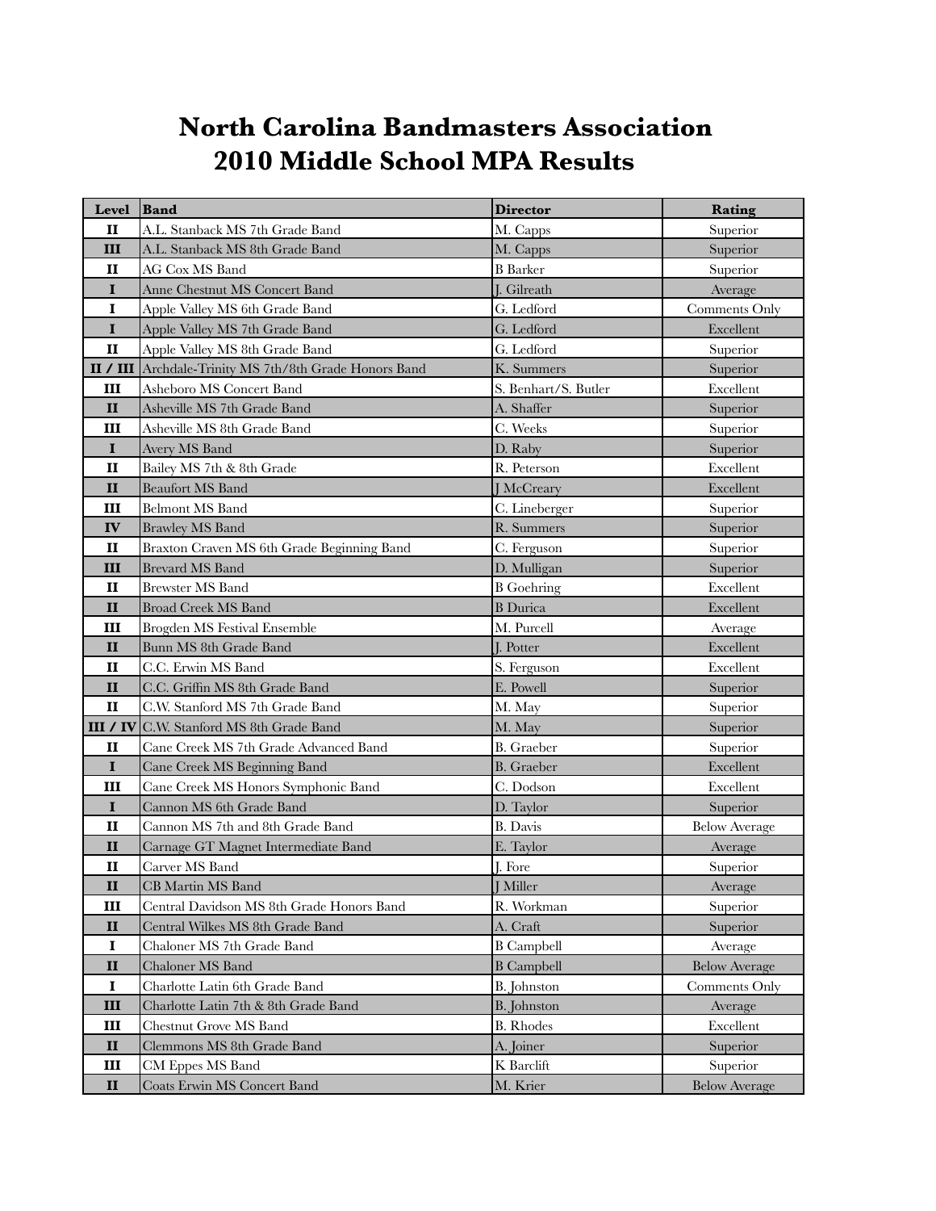# North Carolina Bandmasters Association
## 2010 Middle School MPA Results

| Level | Band | Director | Rating |
|---|---|---|---|
| II | A.L. Stanback MS 7th Grade Band | M. Capps | Superior |
| III | A.L. Stanback MS 8th Grade Band | M. Capps | Superior |
| II | AG Cox MS Band | B Barker | Superior |
| I | Anne Chestnut MS Concert Band | J. Gilreath | Average |
| I | Apple Valley MS 6th Grade Band | G. Ledford | Comments Only |
| I | Apple Valley MS 7th Grade Band | G. Ledford | Excellent |
| II | Apple Valley MS 8th Grade Band | G. Ledford | Superior |
| II / III | Archdale-Trinity MS 7th/8th Grade Honors Band | K. Summers | Superior |
| III | Asheboro MS Concert Band | S. Benhart/S. Butler | Excellent |
| II | Asheville MS 7th Grade Band | A. Shaffer | Superior |
| III | Asheville MS 8th Grade Band | C. Weeks | Superior |
| I | Avery MS Band | D. Raby | Superior |
| II | Bailey MS 7th & 8th Grade | R. Peterson | Excellent |
| II | Beaufort MS Band | J McCreary | Excellent |
| III | Belmont MS Band | C. Lineberger | Superior |
| IV | Brawley MS Band | R. Summers | Superior |
| II | Braxton Craven MS 6th Grade Beginning Band | C. Ferguson | Superior |
| III | Brevard MS Band | D. Mulligan | Superior |
| II | Brewster MS Band | B Goehring | Excellent |
| II | Broad Creek MS Band | B Durica | Excellent |
| III | Brogden MS Festival Ensemble | M. Purcell | Average |
| II | Bunn MS 8th Grade Band | J. Potter | Excellent |
| II | C.C. Erwin MS Band | S. Ferguson | Excellent |
| II | C.C. Griffin MS 8th Grade Band | E. Powell | Superior |
| II | C.W. Stanford MS 7th Grade Band | M. May | Superior |
| III / IV | C.W. Stanford MS 8th Grade Band | M. May | Superior |
| II | Cane Creek MS 7th Grade Advanced Band | B. Graeber | Superior |
| I | Cane Creek MS Beginning Band | B. Graeber | Excellent |
| III | Cane Creek MS Honors Symphonic Band | C. Dodson | Excellent |
| I | Cannon MS 6th Grade Band | D. Taylor | Superior |
| II | Cannon MS 7th and 8th Grade Band | B. Davis | Below Average |
| II | Carnage GT Magnet Intermediate Band | E. Taylor | Average |
| II | Carver MS Band | J. Fore | Superior |
| II | CB Martin MS Band | J Miller | Average |
| III | Central Davidson MS 8th Grade Honors Band | R. Workman | Superior |
| II | Central Wilkes MS 8th Grade Band | A. Craft | Superior |
| I | Chaloner MS 7th Grade Band | B Campbell | Average |
| II | Chaloner MS Band | B Campbell | Below Average |
| I | Charlotte Latin 6th Grade Band | B. Johnston | Comments Only |
| III | Charlotte Latin 7th & 8th Grade Band | B. Johnston | Average |
| III | Chestnut Grove MS Band | B. Rhodes | Excellent |
| II | Clemmons MS 8th Grade Band | A. Joiner | Superior |
| III | CM Eppes MS Band | K Barclift | Superior |
| II | Coats Erwin MS Concert Band | M. Krier | Below Average |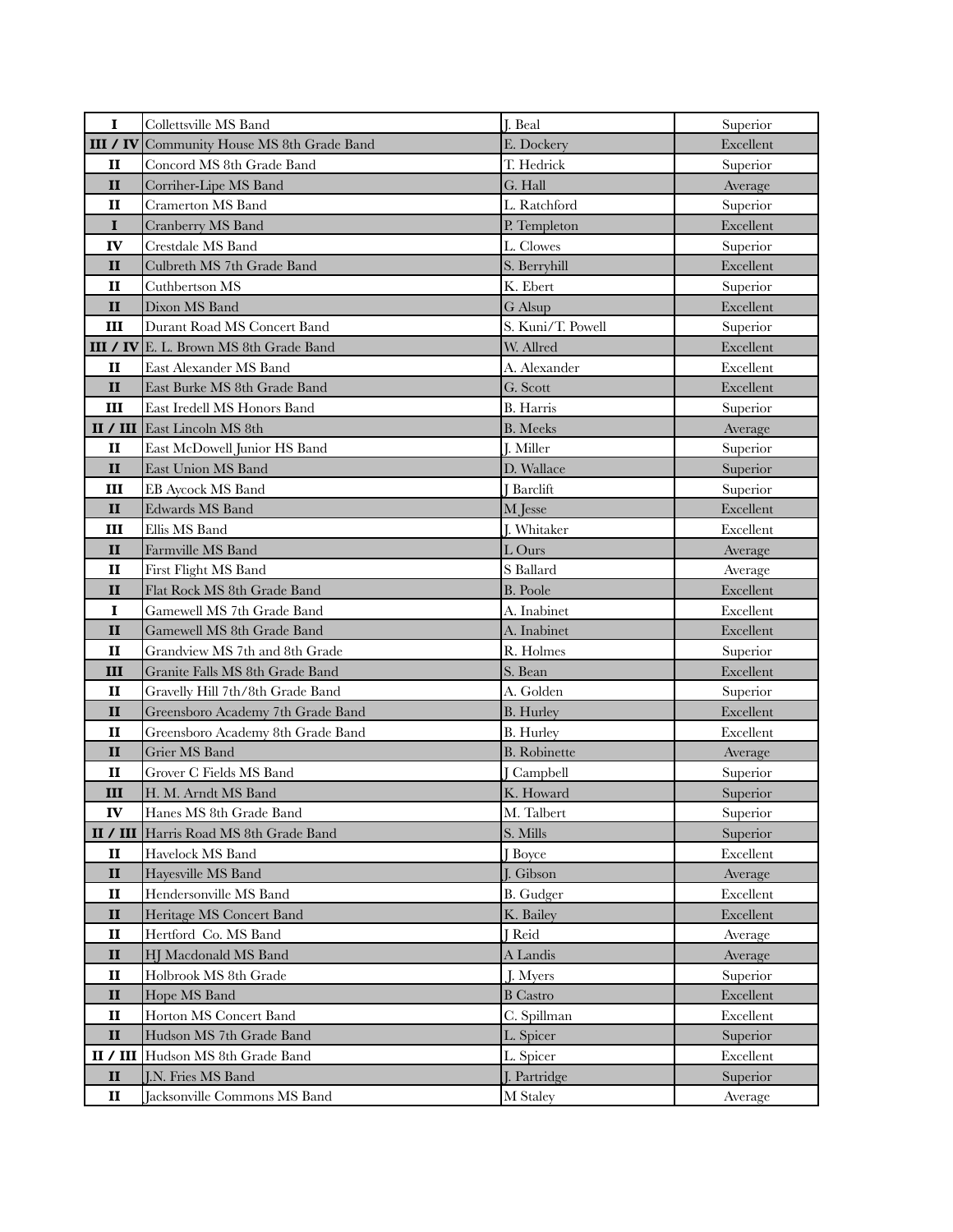| | | | |
|---|---|---|---|
| **I** | Collettsville MS Band | J. Beal | Superior |
| **III / IV** | Community House MS 8th Grade Band | E. Dockery | Excellent |
| **II** | Concord MS 8th Grade Band | T. Hedrick | Superior |
| **II** | Corriher-Lipe MS Band | G. Hall | Average |
| **II** | Cramerton MS Band | L. Ratchford | Superior |
| **I** | Cranberry MS Band | P. Templeton | Excellent |
| **IV** | Crestdale MS Band | L. Clowes | Superior |
| **II** | Culbreth MS 7th Grade Band | S. Berryhill | Excellent |
| **II** | Cuthbertson MS | K. Ebert | Superior |
| **II** | Dixon MS Band | G Alsup | Excellent |
| **III** | Durant Road MS Concert Band | S. Kuni/T. Powell | Superior |
| **III / IV** | E. L. Brown MS 8th Grade Band | W. Allred | Excellent |
| **II** | East Alexander MS Band | A. Alexander | Excellent |
| **II** | East Burke MS 8th Grade Band | G. Scott | Excellent |
| **III** | East Iredell MS Honors Band | B. Harris | Superior |
| **II / III** | East Lincoln MS 8th | B. Meeks | Average |
| **II** | East McDowell Junior HS Band | J. Miller | Superior |
| **II** | East Union MS Band | D. Wallace | Superior |
| **III** | EB Aycock MS Band | J Barclift | Superior |
| **II** | Edwards MS Band | M Jesse | Excellent |
| **III** | Ellis MS Band | J. Whitaker | Excellent |
| **II** | Farmville MS Band | L Ours | Average |
| **II** | First Flight MS Band | S Ballard | Average |
| **II** | Flat Rock MS 8th Grade Band | B. Poole | Excellent |
| **I** | Gamewell MS 7th Grade Band | A. Inabinet | Excellent |
| **II** | Gamewell MS 8th Grade Band | A. Inabinet | Excellent |
| **II** | Grandview MS 7th and 8th Grade | R. Holmes | Superior |
| **III** | Granite Falls MS 8th Grade Band | S. Bean | Excellent |
| **II** | Gravelly Hill 7th/8th Grade Band | A. Golden | Superior |
| **II** | Greensboro Academy 7th Grade Band | B. Hurley | Excellent |
| **II** | Greensboro Academy 8th Grade Band | B. Hurley | Excellent |
| **II** | Grier MS Band | B. Robinette | Average |
| **II** | Grover C Fields MS Band | J Campbell | Superior |
| **III** | H. M. Arndt MS Band | K. Howard | Superior |
| **IV** | Hanes MS 8th Grade Band | M. Talbert | Superior |
| **II / III** | Harris Road MS 8th Grade Band | S. Mills | Superior |
| **II** | Havelock MS Band | J Boyce | Excellent |
| **II** | Hayesville MS Band | J. Gibson | Average |
| **II** | Hendersonville MS Band | B. Gudger | Excellent |
| **II** | Heritage MS Concert Band | K. Bailey | Excellent |
| **II** | Hertford Co. MS Band | J Reid | Average |
| **II** | HJ Macdonald MS Band | A Landis | Average |
| **II** | Holbrook MS 8th Grade | J. Myers | Superior |
| **II** | Hope MS Band | B Castro | Excellent |
| **II** | Horton MS Concert Band | C. Spillman | Excellent |
| **II** | Hudson MS 7th Grade Band | L. Spicer | Superior |
| **II / III** | Hudson MS 8th Grade Band | L. Spicer | Excellent |
| **II** | J.N. Fries MS Band | J. Partridge | Superior |
| **II** | Jacksonville Commons MS Band | M Staley | Average |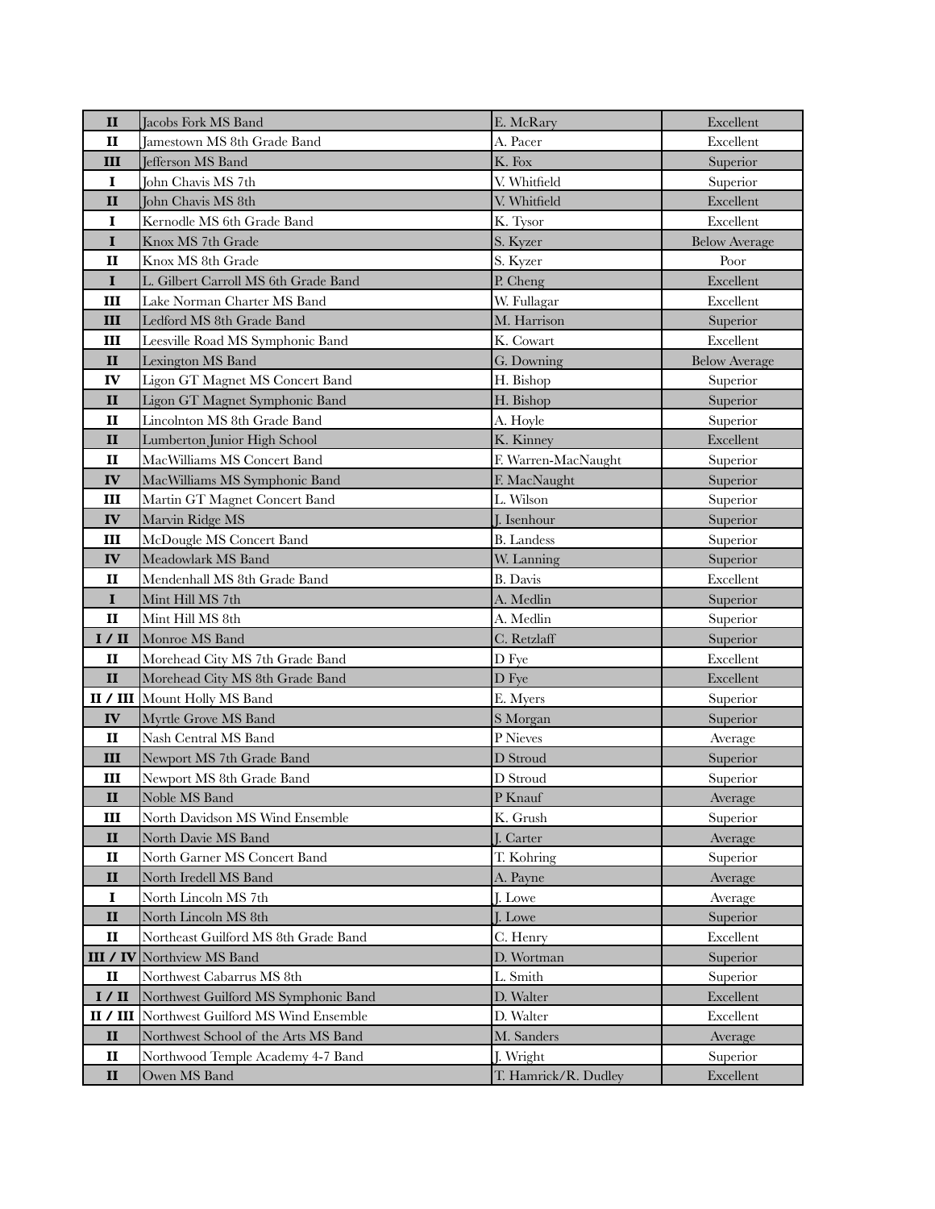| | | | |
|---|---|---|---|
| **II** | Jacobs Fork MS Band | E. McRary | Excellent |
| **II** | Jamestown MS 8th Grade Band | A. Pacer | Excellent |
| **III** | Jefferson MS Band | K. Fox | Superior |
| **I** | John Chavis MS 7th | V. Whitfield | Superior |
| **II** | John Chavis MS 8th | V. Whitfield | Excellent |
| **I** | Kernodle MS 6th Grade Band | K. Tysor | Excellent |
| **I** | Knox MS 7th Grade | S. Kyzer | Below Average |
| **II** | Knox MS 8th Grade | S. Kyzer | Poor |
| **I** | L. Gilbert Carroll MS 6th Grade Band | P. Cheng | Excellent |
| **III** | Lake Norman Charter MS Band | W. Fullagar | Excellent |
| **III** | Ledford MS 8th Grade Band | M. Harrison | Superior |
| **III** | Leesville Road MS Symphonic Band | K. Cowart | Excellent |
| **II** | Lexington MS Band | G. Downing | Below Average |
| **IV** | Ligon GT Magnet MS Concert Band | H. Bishop | Superior |
| **II** | Ligon GT Magnet Symphonic Band | H. Bishop | Superior |
| **II** | Lincolnton MS 8th Grade Band | A. Hoyle | Superior |
| **II** | Lumberton Junior High School | K. Kinney | Excellent |
| **II** | MacWilliams MS Concert Band | F. Warren-MacNaught | Superior |
| **IV** | MacWilliams MS Symphonic Band | F. MacNaught | Superior |
| **III** | Martin GT Magnet Concert Band | L. Wilson | Superior |
| **IV** | Marvin Ridge MS | J. Isenhour | Superior |
| **III** | McDougle MS Concert Band | B. Landess | Superior |
| **IV** | Meadowlark MS Band | W. Lanning | Superior |
| **II** | Mendenhall MS 8th Grade Band | B. Davis | Excellent |
| **I** | Mint Hill MS 7th | A. Medlin | Superior |
| **II** | Mint Hill MS 8th | A. Medlin | Superior |
| **I / II** | Monroe MS Band | C. Retzlaff | Superior |
| **II** | Morehead City MS 7th Grade Band | D Fye | Excellent |
| **II** | Morehead City MS 8th Grade Band | D Fye | Excellent |
| **II / III** | Mount Holly MS Band | E. Myers | Superior |
| **IV** | Myrtle Grove MS Band | S Morgan | Superior |
| **II** | Nash Central MS Band | P Nieves | Average |
| **III** | Newport MS 7th Grade Band | D Stroud | Superior |
| **III** | Newport MS 8th Grade Band | D Stroud | Superior |
| **II** | Noble MS Band | P Knauf | Average |
| **III** | North Davidson MS Wind Ensemble | K. Grush | Superior |
| **II** | North Davie MS Band | J. Carter | Average |
| **II** | North Garner MS Concert Band | T. Kohring | Superior |
| **II** | North Iredell MS Band | A. Payne | Average |
| **I** | North Lincoln MS 7th | J. Lowe | Average |
| **II** | North Lincoln MS 8th | J. Lowe | Superior |
| **II** | Northeast Guilford MS 8th Grade Band | C. Henry | Excellent |
| **III / IV** | Northview MS Band | D. Wortman | Superior |
| **II** | Northwest Cabarrus MS 8th | L. Smith | Superior |
| **I / II** | Northwest Guilford MS Symphonic Band | D. Walter | Excellent |
| **II / III** | Northwest Guilford MS Wind Ensemble | D. Walter | Excellent |
| **II** | Northwest School of the Arts MS Band | M. Sanders | Average |
| **II** | Northwood Temple Academy 4-7 Band | J. Wright | Superior |
| **II** | Owen MS Band | T. Hamrick/R. Dudley | Excellent |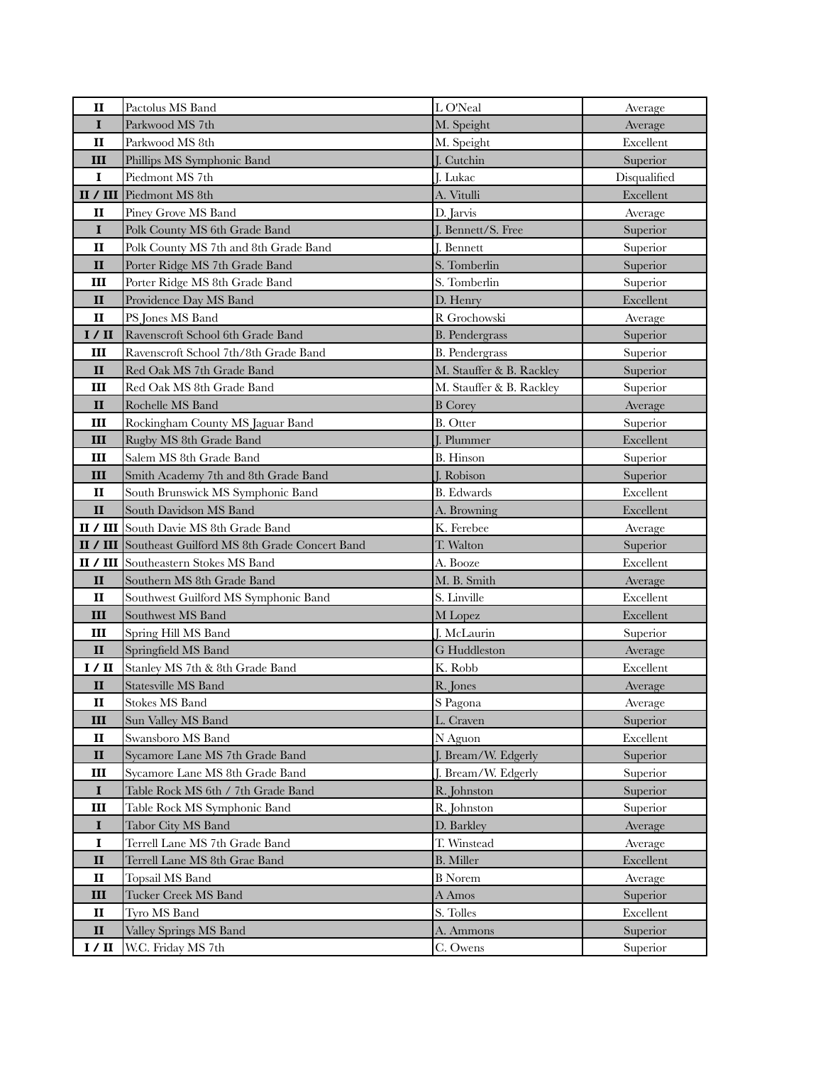| | | | |
|---|---|---|---|
| II | Pactolus MS Band | L O'Neal | Average |
| I | Parkwood MS 7th | M. Speight | Average |
| II | Parkwood MS 8th | M. Speight | Excellent |
| III | Phillips MS Symphonic Band | J. Cutchin | Superior |
| I | Piedmont MS 7th | J. Lukac | Disqualified |
| II / III | Piedmont MS 8th | A. Vitulli | Excellent |
| II | Piney Grove MS Band | D. Jarvis | Average |
| I | Polk County MS 6th Grade Band | J. Bennett/S. Free | Superior |
| II | Polk County MS 7th and 8th Grade Band | J. Bennett | Superior |
| II | Porter Ridge MS 7th Grade Band | S. Tomberlin | Superior |
| III | Porter Ridge MS 8th Grade Band | S. Tomberlin | Superior |
| II | Providence Day MS Band | D. Henry | Excellent |
| II | PS Jones MS Band | R Grochowski | Average |
| I / II | Ravenscroft School 6th Grade Band | B. Pendergrass | Superior |
| III | Ravenscroft School 7th/8th Grade Band | B. Pendergrass | Superior |
| II | Red Oak MS 7th Grade Band | M. Stauffer & B. Rackley | Superior |
| III | Red Oak MS 8th Grade Band | M. Stauffer & B. Rackley | Superior |
| II | Rochelle MS Band | B Corey | Average |
| III | Rockingham County MS Jaguar Band | B. Otter | Superior |
| III | Rugby MS 8th Grade Band | J. Plummer | Excellent |
| III | Salem MS 8th Grade Band | B. Hinson | Superior |
| III | Smith Academy 7th and 8th Grade Band | J. Robison | Superior |
| II | South Brunswick MS Symphonic Band | B. Edwards | Excellent |
| II | South Davidson MS Band | A. Browning | Excellent |
| II / III | South Davie MS 8th Grade Band | K. Ferebee | Average |
| II / III | Southeast Guilford MS 8th Grade Concert Band | T. Walton | Superior |
| II / III | Southeastern Stokes MS Band | A. Booze | Excellent |
| II | Southern MS 8th Grade Band | M. B. Smith | Average |
| II | Southwest Guilford MS Symphonic Band | S. Linville | Excellent |
| III | Southwest MS Band | M Lopez | Excellent |
| III | Spring Hill MS Band | J. McLaurin | Superior |
| II | Springfield MS Band | G Huddleston | Average |
| I / II | Stanley MS 7th & 8th Grade Band | K. Robb | Excellent |
| II | Statesville MS Band | R. Jones | Average |
| II | Stokes MS Band | S Pagona | Average |
| III | Sun Valley MS Band | L. Craven | Superior |
| II | Swansboro MS Band | N Aguon | Excellent |
| II | Sycamore Lane MS 7th Grade Band | J. Bream/W. Edgerly | Superior |
| III | Sycamore Lane MS 8th Grade Band | J. Bream/W. Edgerly | Superior |
| I | Table Rock MS 6th / 7th Grade Band | R. Johnston | Superior |
| III | Table Rock MS Symphonic Band | R. Johnston | Superior |
| I | Tabor City MS Band | D. Barkley | Average |
| I | Terrell Lane MS 7th Grade Band | T. Winstead | Average |
| II | Terrell Lane MS 8th Grae Band | B. Miller | Excellent |
| II | Topsail MS Band | B Norem | Average |
| III | Tucker Creek MS Band | A Amos | Superior |
| II | Tyro MS Band | S. Tolles | Excellent |
| II | Valley Springs MS Band | A. Ammons | Superior |
| I / II | W.C. Friday MS 7th | C. Owens | Superior |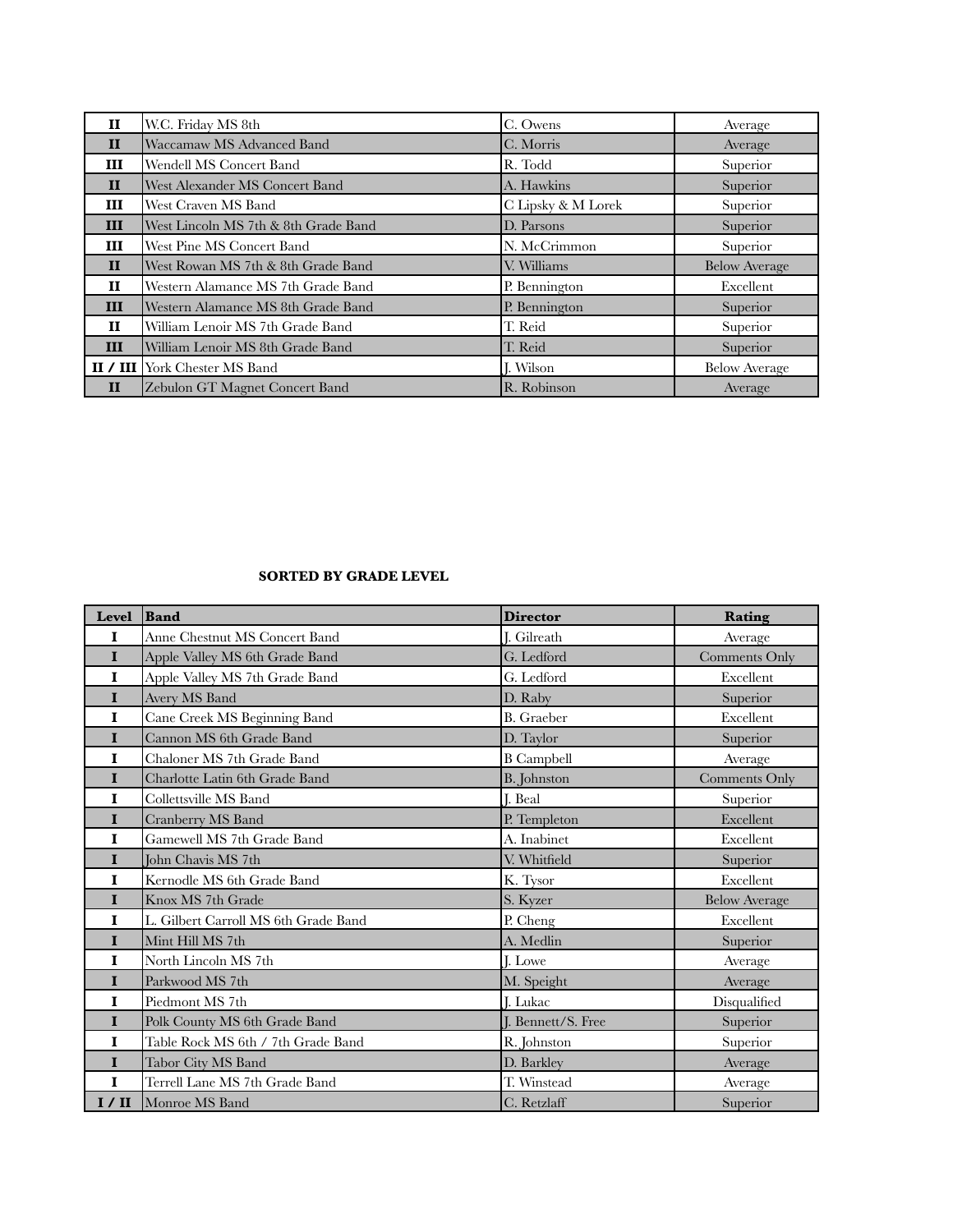| | | | |
|---|---|---|---|
| **II** | W.C. Friday MS 8th | C. Owens | Average |
| **II** | Waccamaw MS Advanced Band | C. Morris | Average |
| **III** | Wendell MS Concert Band | R. Todd | Superior |
| **II** | West Alexander MS Concert Band | A. Hawkins | Superior |
| **III** | West Craven MS Band | C Lipsky & M Lorek | Superior |
| **III** | West Lincoln MS 7th & 8th Grade Band | D. Parsons | Superior |
| **III** | West Pine MS Concert Band | N. McCrimmon | Superior |
| **II** | West Rowan MS 7th & 8th Grade Band | V. Williams | Below Average |
| **II** | Western Alamance MS 7th Grade Band | P. Bennington | Excellent |
| **III** | Western Alamance MS 8th Grade Band | P. Bennington | Superior |
| **II** | William Lenoir MS 7th Grade Band | T. Reid | Superior |
| **III** | William Lenoir MS 8th Grade Band | T. Reid | Superior |
| **II / III** | York Chester MS Band | J. Wilson | Below Average |
| **II** | Zebulon GT Magnet Concert Band | R. Robinson | Average |

**SORTED BY GRADE LEVEL**

| Level | Band | Director | Rating |
|---|---|---|---|
| **I** | Anne Chestnut MS Concert Band | J. Gilreath | Average |
| **I** | Apple Valley MS 6th Grade Band | G. Ledford | Comments Only |
| **I** | Apple Valley MS 7th Grade Band | G. Ledford | Excellent |
| **I** | Avery MS Band | D. Raby | Superior |
| **I** | Cane Creek MS Beginning Band | B. Graeber | Excellent |
| **I** | Cannon MS 6th Grade Band | D. Taylor | Superior |
| **I** | Chaloner MS 7th Grade Band | B Campbell | Average |
| **I** | Charlotte Latin 6th Grade Band | B. Johnston | Comments Only |
| **I** | Collettsville MS Band | J. Beal | Superior |
| **I** | Cranberry MS Band | P. Templeton | Excellent |
| **I** | Gamewell MS 7th Grade Band | A. Inabinet | Excellent |
| **I** | John Chavis MS 7th | V. Whitfield | Superior |
| **I** | Kernodle MS 6th Grade Band | K. Tysor | Excellent |
| **I** | Knox MS 7th Grade | S. Kyzer | Below Average |
| **I** | L. Gilbert Carroll MS 6th Grade Band | P. Cheng | Excellent |
| **I** | Mint Hill MS 7th | A. Medlin | Superior |
| **I** | North Lincoln MS 7th | J. Lowe | Average |
| **I** | Parkwood MS 7th | M. Speight | Average |
| **I** | Piedmont MS 7th | J. Lukac | Disqualified |
| **I** | Polk County MS 6th Grade Band | J. Bennett/S. Free | Superior |
| **I** | Table Rock MS 6th / 7th Grade Band | R. Johnston | Superior |
| **I** | Tabor City MS Band | D. Barkley | Average |
| **I** | Terrell Lane MS 7th Grade Band | T. Winstead | Average |
| **I / II** | Monroe MS Band | C. Retzlaff | Superior |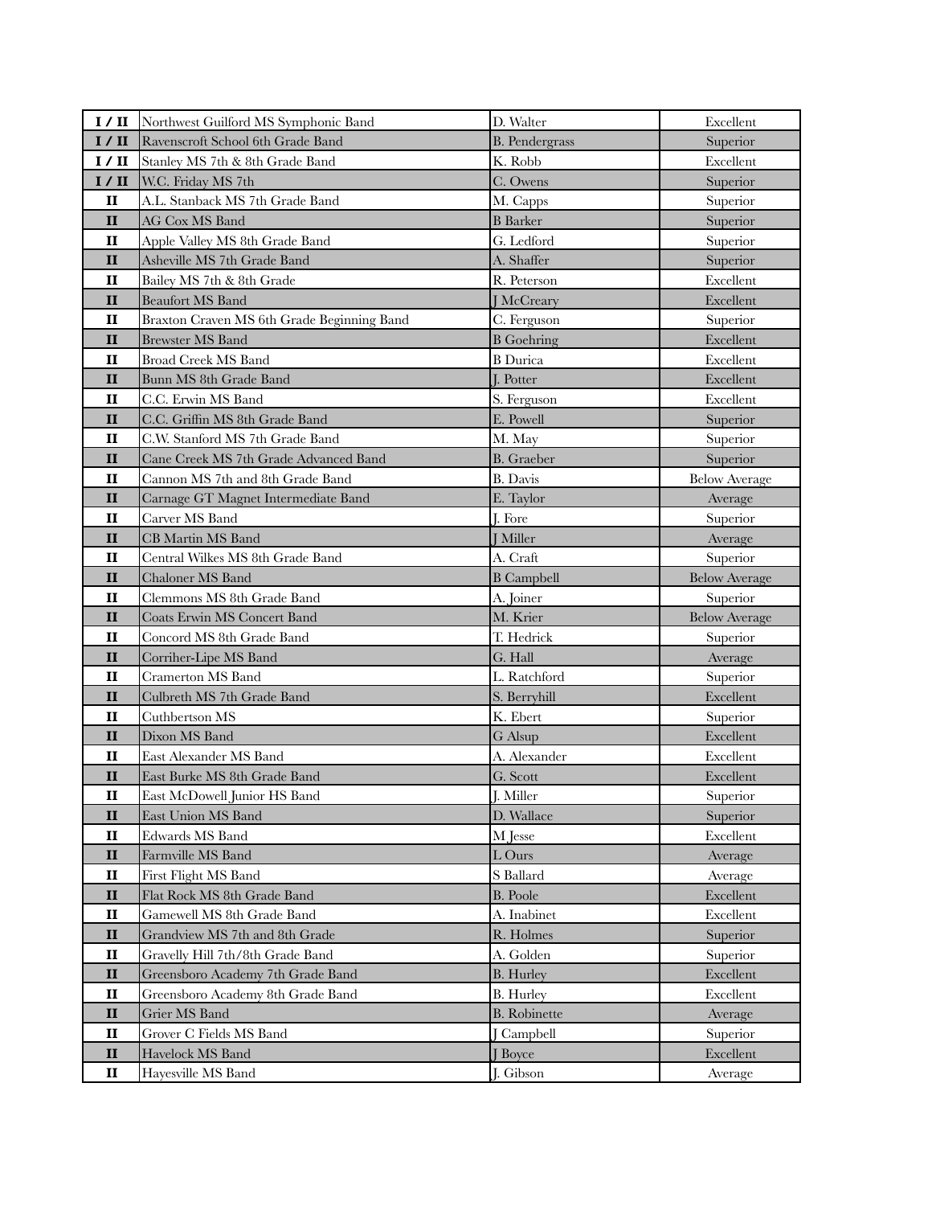| | | | |
|---|---|---|---|
| **I / II** | Northwest Guilford MS Symphonic Band | D. Walter | Excellent |
| **I / II** | Ravenscroft School 6th Grade Band | B. Pendergrass | Superior |
| **I / II** | Stanley MS 7th & 8th Grade Band | K. Robb | Excellent |
| **I / II** | W.C. Friday MS 7th | C. Owens | Superior |
| **II** | A.L. Stanback MS 7th Grade Band | M. Capps | Superior |
| **II** | AG Cox MS Band | B Barker | Superior |
| **II** | Apple Valley MS 8th Grade Band | G. Ledford | Superior |
| **II** | Asheville MS 7th Grade Band | A. Shaffer | Superior |
| **II** | Bailey MS 7th & 8th Grade | R. Peterson | Excellent |
| **II** | Beaufort MS Band | J McCreary | Excellent |
| **II** | Braxton Craven MS 6th Grade Beginning Band | C. Ferguson | Superior |
| **II** | Brewster MS Band | B Goehring | Excellent |
| **II** | Broad Creek MS Band | B Durica | Excellent |
| **II** | Bunn MS 8th Grade Band | J. Potter | Excellent |
| **II** | C.C. Erwin MS Band | S. Ferguson | Excellent |
| **II** | C.C. Griffin MS 8th Grade Band | E. Powell | Superior |
| **II** | C.W. Stanford MS 7th Grade Band | M. May | Superior |
| **II** | Cane Creek MS 7th Grade Advanced Band | B. Graeber | Superior |
| **II** | Cannon MS 7th and 8th Grade Band | B. Davis | Below Average |
| **II** | Carnage GT Magnet Intermediate Band | E. Taylor | Average |
| **II** | Carver MS Band | J. Fore | Superior |
| **II** | CB Martin MS Band | J Miller | Average |
| **II** | Central Wilkes MS 8th Grade Band | A. Craft | Superior |
| **II** | Chaloner MS Band | B Campbell | Below Average |
| **II** | Clemmons MS 8th Grade Band | A. Joiner | Superior |
| **II** | Coats Erwin MS Concert Band | M. Krier | Below Average |
| **II** | Concord MS 8th Grade Band | T. Hedrick | Superior |
| **II** | Corriher-Lipe MS Band | G. Hall | Average |
| **II** | Cramerton MS Band | L. Ratchford | Superior |
| **II** | Culbreth MS 7th Grade Band | S. Berryhill | Excellent |
| **II** | Cuthbertson MS | K. Ebert | Superior |
| **II** | Dixon MS Band | G Alsup | Excellent |
| **II** | East Alexander MS Band | A. Alexander | Excellent |
| **II** | East Burke MS 8th Grade Band | G. Scott | Excellent |
| **II** | East McDowell Junior HS Band | J. Miller | Superior |
| **II** | East Union MS Band | D. Wallace | Superior |
| **II** | Edwards MS Band | M Jesse | Excellent |
| **II** | Farmville MS Band | L Ours | Average |
| **II** | First Flight MS Band | S Ballard | Average |
| **II** | Flat Rock MS 8th Grade Band | B. Poole | Excellent |
| **II** | Gamewell MS 8th Grade Band | A. Inabinet | Excellent |
| **II** | Grandview MS 7th and 8th Grade | R. Holmes | Superior |
| **II** | Gravelly Hill 7th/8th Grade Band | A. Golden | Superior |
| **II** | Greensboro Academy 7th Grade Band | B. Hurley | Excellent |
| **II** | Greensboro Academy 8th Grade Band | B. Hurley | Excellent |
| **II** | Grier MS Band | B. Robinette | Average |
| **II** | Grover C Fields MS Band | J Campbell | Superior |
| **II** | Havelock MS Band | J Boyce | Excellent |
| **II** | Hayesville MS Band | J. Gibson | Average |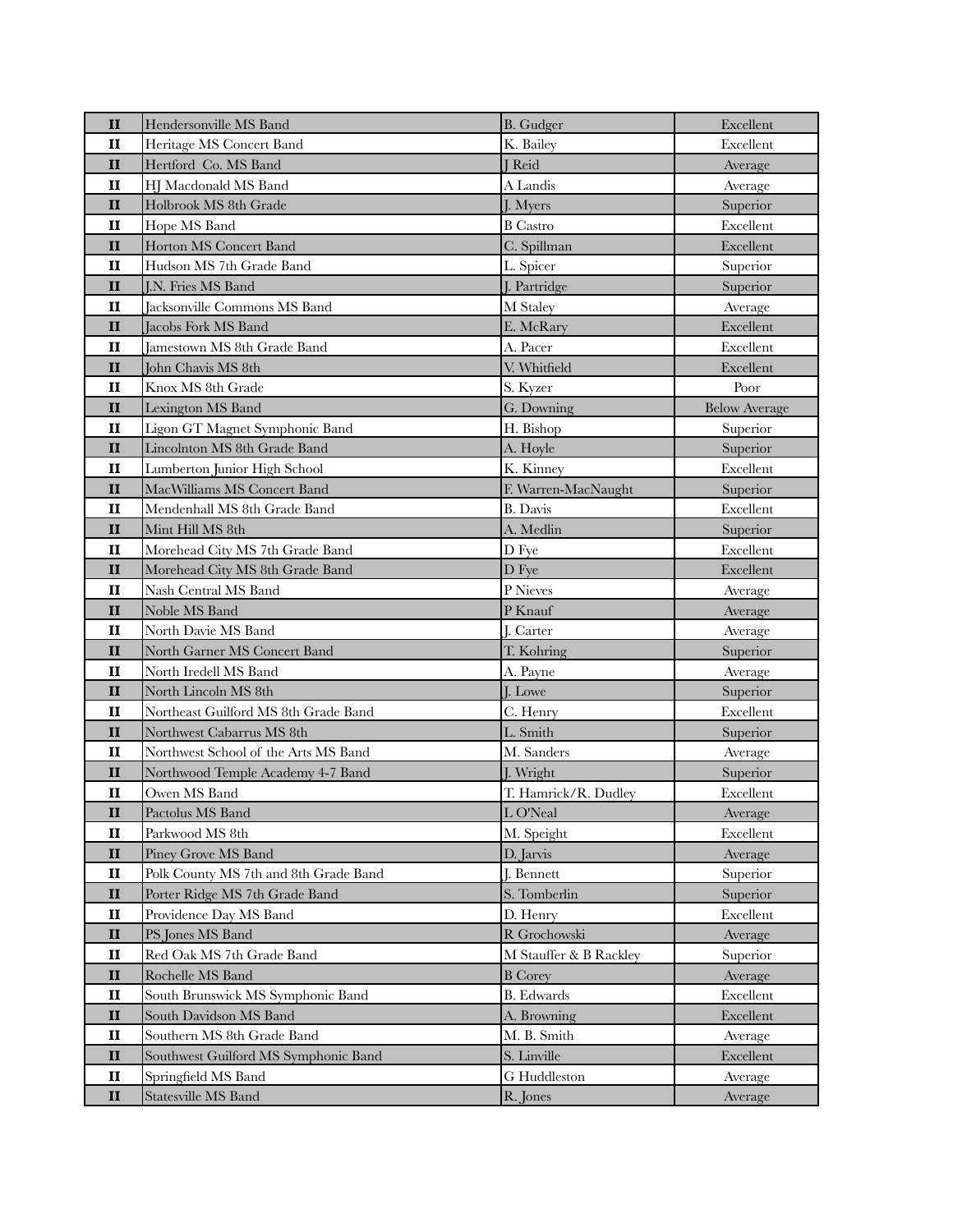| II | Hendersonville MS Band | B. Gudger | Excellent |
|---|---|---|---|
| II | Heritage MS Concert Band | K. Bailey | Excellent |
| II | Hertford Co. MS Band | J Reid | Average |
| II | HJ Macdonald MS Band | A Landis | Average |
| II | Holbrook MS 8th Grade | J. Myers | Superior |
| II | Hope MS Band | B Castro | Excellent |
| II | Horton MS Concert Band | C. Spillman | Excellent |
| II | Hudson MS 7th Grade Band | L. Spicer | Superior |
| II | J.N. Fries MS Band | J. Partridge | Superior |
| II | Jacksonville Commons MS Band | M Staley | Average |
| II | Jacobs Fork MS Band | E. McRary | Excellent |
| II | Jamestown MS 8th Grade Band | A. Pacer | Excellent |
| II | John Chavis MS 8th | V. Whitfield | Excellent |
| II | Knox MS 8th Grade | S. Kyzer | Poor |
| II | Lexington MS Band | G. Downing | Below Average |
| II | Ligon GT Magnet Symphonic Band | H. Bishop | Superior |
| II | Lincolnton MS 8th Grade Band | A. Hoyle | Superior |
| II | Lumberton Junior High School | K. Kinney | Excellent |
| II | MacWilliams MS Concert Band | F. Warren-MacNaught | Superior |
| II | Mendenhall MS 8th Grade Band | B. Davis | Excellent |
| II | Mint Hill MS 8th | A. Medlin | Superior |
| II | Morehead City MS 7th Grade Band | D Fye | Excellent |
| II | Morehead City MS 8th Grade Band | D Fye | Excellent |
| II | Nash Central MS Band | P Nieves | Average |
| II | Noble MS Band | P Knauf | Average |
| II | North Davie MS Band | J. Carter | Average |
| II | North Garner MS Concert Band | T. Kohring | Superior |
| II | North Iredell MS Band | A. Payne | Average |
| II | North Lincoln MS 8th | J. Lowe | Superior |
| II | Northeast Guilford MS 8th Grade Band | C. Henry | Excellent |
| II | Northwest Cabarrus MS 8th | L. Smith | Superior |
| II | Northwest School of the Arts MS Band | M. Sanders | Average |
| II | Northwood Temple Academy 4-7 Band | J. Wright | Superior |
| II | Owen MS Band | T. Hamrick/R. Dudley | Excellent |
| II | Pactolus MS Band | L O'Neal | Average |
| II | Parkwood MS 8th | M. Speight | Excellent |
| II | Piney Grove MS Band | D. Jarvis | Average |
| II | Polk County MS 7th and 8th Grade Band | J. Bennett | Superior |
| II | Porter Ridge MS 7th Grade Band | S. Tomberlin | Superior |
| II | Providence Day MS Band | D. Henry | Excellent |
| II | PS Jones MS Band | R Grochowski | Average |
| II | Red Oak MS 7th Grade Band | M Stauffer & B Rackley | Superior |
| II | Rochelle MS Band | B Corey | Average |
| II | South Brunswick MS Symphonic Band | B. Edwards | Excellent |
| II | South Davidson MS Band | A. Browning | Excellent |
| II | Southern MS 8th Grade Band | M. B. Smith | Average |
| II | Southwest Guilford MS Symphonic Band | S. Linville | Excellent |
| II | Springfield MS Band | G Huddleston | Average |
| II | Statesville MS Band | R. Jones | Average |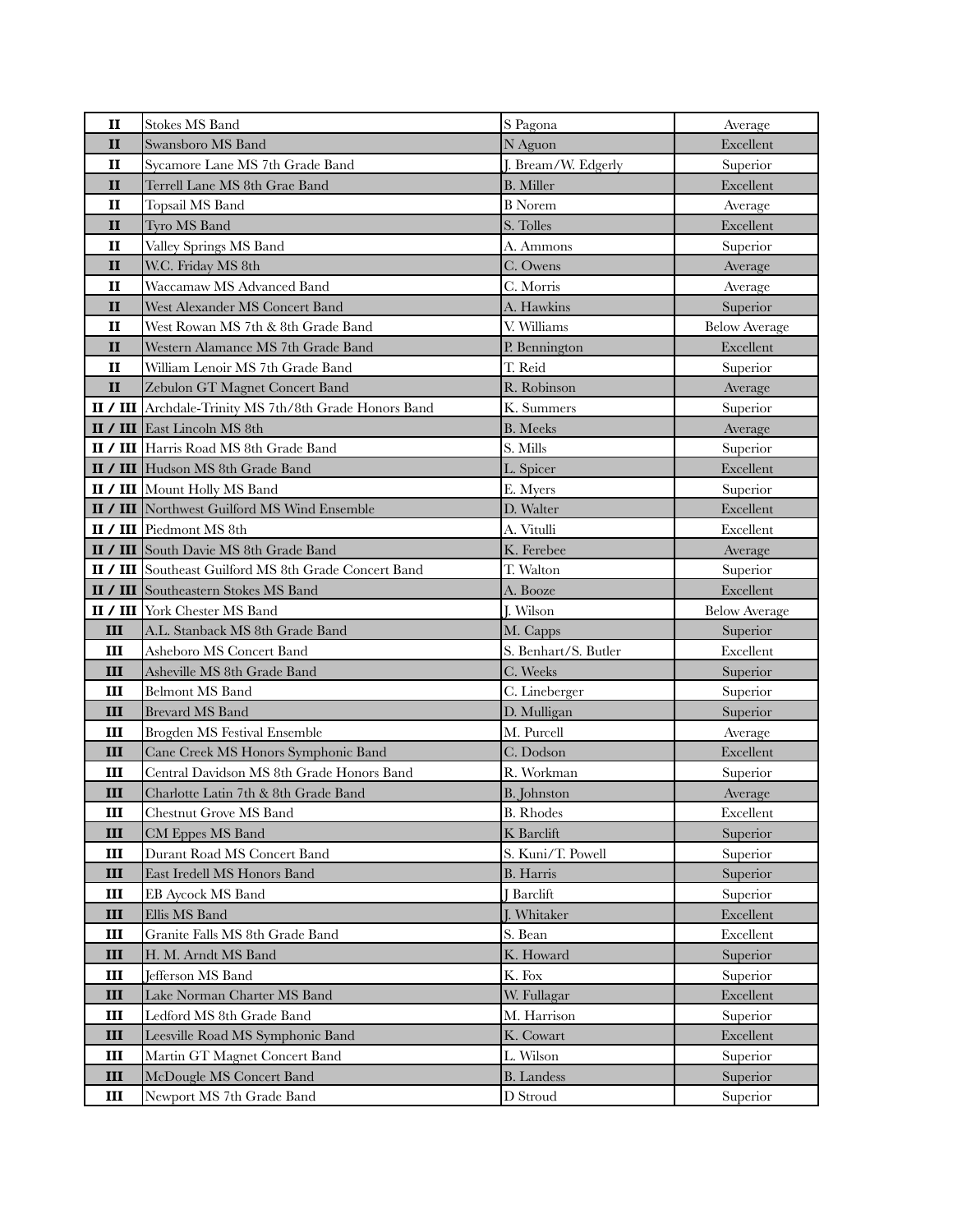| II | Stokes MS Band | S Pagona | Average |
|---|---|---|---|
| II | Swansboro MS Band | N Aguon | Excellent |
| II | Sycamore Lane MS 7th Grade Band | J. Bream/W. Edgerly | Superior |
| II | Terrell Lane MS 8th Grae Band | B. Miller | Excellent |
| II | Topsail MS Band | B Norem | Average |
| II | Tyro MS Band | S. Tolles | Excellent |
| II | Valley Springs MS Band | A. Ammons | Superior |
| II | W.C. Friday MS 8th | C. Owens | Average |
| II | Waccamaw MS Advanced Band | C. Morris | Average |
| II | West Alexander MS Concert Band | A. Hawkins | Superior |
| II | West Rowan MS 7th & 8th Grade Band | V. Williams | Below Average |
| II | Western Alamance MS 7th Grade Band | P. Bennington | Excellent |
| II | William Lenoir MS 7th Grade Band | T. Reid | Superior |
| II | Zebulon GT Magnet Concert Band | R. Robinson | Average |
| II / III | Archdale-Trinity MS 7th/8th Grade Honors Band | K. Summers | Superior |
| II / III | East Lincoln MS 8th | B. Meeks | Average |
| II / III | Harris Road MS 8th Grade Band | S. Mills | Superior |
| II / III | Hudson MS 8th Grade Band | L. Spicer | Excellent |
| II / III | Mount Holly MS Band | E. Myers | Superior |
| II / III | Northwest Guilford MS Wind Ensemble | D. Walter | Excellent |
| II / III | Piedmont MS 8th | A. Vitulli | Excellent |
| II / III | South Davie MS 8th Grade Band | K. Ferebee | Average |
| II / III | Southeast Guilford MS 8th Grade Concert Band | T. Walton | Superior |
| II / III | Southeastern Stokes MS Band | A. Booze | Excellent |
| II / III | York Chester MS Band | J. Wilson | Below Average |
| III | A.L. Stanback MS 8th Grade Band | M. Capps | Superior |
| III | Asheboro MS Concert Band | S. Benhart/S. Butler | Excellent |
| III | Asheville MS 8th Grade Band | C. Weeks | Superior |
| III | Belmont MS Band | C. Lineberger | Superior |
| III | Brevard MS Band | D. Mulligan | Superior |
| III | Brogden MS Festival Ensemble | M. Purcell | Average |
| III | Cane Creek MS Honors Symphonic Band | C. Dodson | Excellent |
| III | Central Davidson MS 8th Grade Honors Band | R. Workman | Superior |
| III | Charlotte Latin 7th & 8th Grade Band | B. Johnston | Average |
| III | Chestnut Grove MS Band | B. Rhodes | Excellent |
| III | CM Eppes MS Band | K Barclift | Superior |
| III | Durant Road MS Concert Band | S. Kuni/T. Powell | Superior |
| III | East Iredell MS Honors Band | B. Harris | Superior |
| III | EB Aycock MS Band | J Barclift | Superior |
| III | Ellis MS Band | J. Whitaker | Excellent |
| III | Granite Falls MS 8th Grade Band | S. Bean | Excellent |
| III | H. M. Arndt MS Band | K. Howard | Superior |
| III | Jefferson MS Band | K. Fox | Superior |
| III | Lake Norman Charter MS Band | W. Fullagar | Excellent |
| III | Ledford MS 8th Grade Band | M. Harrison | Superior |
| III | Leesville Road MS Symphonic Band | K. Cowart | Excellent |
| III | Martin GT Magnet Concert Band | L. Wilson | Superior |
| III | McDougle MS Concert Band | B. Landess | Superior |
| III | Newport MS 7th Grade Band | D Stroud | Superior |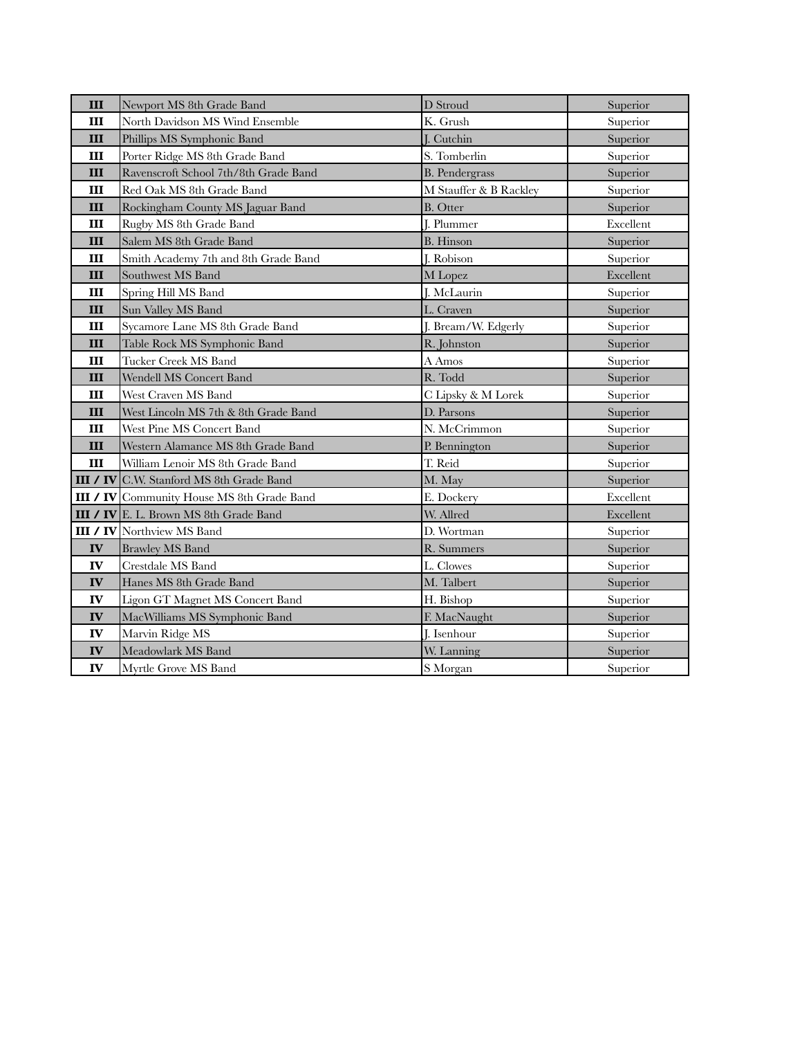| | | | |
|---|---|---|---|
| **III** | Newport MS 8th Grade Band | D Stroud | Superior |
| **III** | North Davidson MS Wind Ensemble | K. Grush | Superior |
| **III** | Phillips MS Symphonic Band | J. Cutchin | Superior |
| **III** | Porter Ridge MS 8th Grade Band | S. Tomberlin | Superior |
| **III** | Ravenscroft School 7th/8th Grade Band | B. Pendergrass | Superior |
| **III** | Red Oak MS 8th Grade Band | M Stauffer & B Rackley | Superior |
| **III** | Rockingham County MS Jaguar Band | B. Otter | Superior |
| **III** | Rugby MS 8th Grade Band | J. Plummer | Excellent |
| **III** | Salem MS 8th Grade Band | B. Hinson | Superior |
| **III** | Smith Academy 7th and 8th Grade Band | J. Robison | Superior |
| **III** | Southwest MS Band | M Lopez | Excellent |
| **III** | Spring Hill MS Band | J. McLaurin | Superior |
| **III** | Sun Valley MS Band | L. Craven | Superior |
| **III** | Sycamore Lane MS 8th Grade Band | J. Bream/W. Edgerly | Superior |
| **III** | Table Rock MS Symphonic Band | R. Johnston | Superior |
| **III** | Tucker Creek MS Band | A Amos | Superior |
| **III** | Wendell MS Concert Band | R. Todd | Superior |
| **III** | West Craven MS Band | C Lipsky & M Lorek | Superior |
| **III** | West Lincoln MS 7th & 8th Grade Band | D. Parsons | Superior |
| **III** | West Pine MS Concert Band | N. McCrimmon | Superior |
| **III** | Western Alamance MS 8th Grade Band | P. Bennington | Superior |
| **III** | William Lenoir MS 8th Grade Band | T. Reid | Superior |
| **III / IV** | C.W. Stanford MS 8th Grade Band | M. May | Superior |
| **III / IV** | Community House MS 8th Grade Band | E. Dockery | Excellent |
| **III / IV** | E. L. Brown MS 8th Grade Band | W. Allred | Excellent |
| **III / IV** | Northview MS Band | D. Wortman | Superior |
| **IV** | Brawley MS Band | R. Summers | Superior |
| **IV** | Crestdale MS Band | L. Clowes | Superior |
| **IV** | Hanes MS 8th Grade Band | M. Talbert | Superior |
| **IV** | Ligon GT Magnet MS Concert Band | H. Bishop | Superior |
| **IV** | MacWilliams MS Symphonic Band | F. MacNaught | Superior |
| **IV** | Marvin Ridge MS | J. Isenhour | Superior |
| **IV** | Meadowlark MS Band | W. Lanning | Superior |
| **IV** | Myrtle Grove MS Band | S Morgan | Superior |